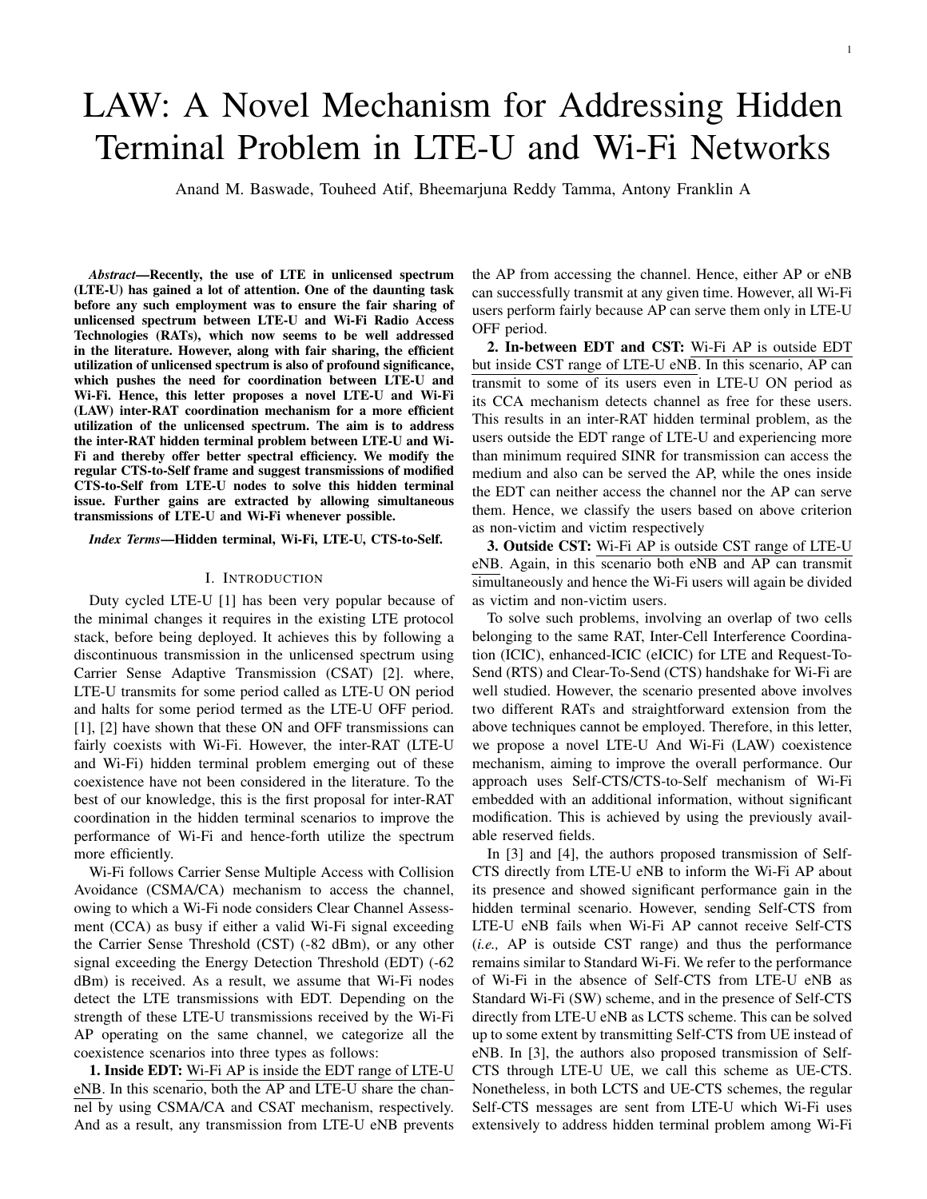# LAW: A Novel Mechanism for Addressing Hidden Terminal Problem in LTE-U and Wi-Fi Networks

Anand M. Baswade, Touheed Atif, Bheemarjuna Reddy Tamma, Antony Franklin A

***Abstract*—Recently, the use of LTE in unlicensed spectrum (LTE-U) has gained a lot of attention. One of the daunting task before any such employment was to ensure the fair sharing of unlicensed spectrum between LTE-U and Wi-Fi Radio Access Technologies (RATs), which now seems to be well addressed in the literature. However, along with fair sharing, the efficient utilization of unlicensed spectrum is also of profound significance, which pushes the need for coordination between LTE-U and Wi-Fi. Hence, this letter proposes a novel LTE-U and Wi-Fi (LAW) inter-RAT coordination mechanism for a more efficient utilization of the unlicensed spectrum. The aim is to address the inter-RAT hidden terminal problem between LTE-U and Wi-Fi and thereby offer better spectral efficiency. We modify the regular CTS-to-Self frame and suggest transmissions of modified CTS-to-Self from LTE-U nodes to solve this hidden terminal issue. Further gains are extracted by allowing simultaneous transmissions of LTE-U and Wi-Fi whenever possible.**

***Index Terms*—Hidden terminal, Wi-Fi, LTE-U, CTS-to-Self.**

## I. Introduction

Duty cycled LTE-U [1] has been very popular because of the minimal changes it requires in the existing LTE protocol stack, before being deployed. It achieves this by following a discontinuous transmission in the unlicensed spectrum using Carrier Sense Adaptive Transmission (CSAT) [2]. where, LTE-U transmits for some period called as LTE-U ON period and halts for some period termed as the LTE-U OFF period. [1], [2] have shown that these ON and OFF transmissions can fairly coexists with Wi-Fi. However, the inter-RAT (LTE-U and Wi-Fi) hidden terminal problem emerging out of these coexistence have not been considered in the literature. To the best of our knowledge, this is the first proposal for inter-RAT coordination in the hidden terminal scenarios to improve the performance of Wi-Fi and hence-forth utilize the spectrum more efficiently.

Wi-Fi follows Carrier Sense Multiple Access with Collision Avoidance (CSMA/CA) mechanism to access the channel, owing to which a Wi-Fi node considers Clear Channel Assessment (CCA) as busy if either a valid Wi-Fi signal exceeding the Carrier Sense Threshold (CST) (-82 dBm), or any other signal exceeding the Energy Detection Threshold (EDT) (-62 dBm) is received. As a result, we assume that Wi-Fi nodes detect the LTE transmissions with EDT. Depending on the strength of these LTE-U transmissions received by the Wi-Fi AP operating on the same channel, we categorize all the coexistence scenarios into three types as follows:

**1. Inside EDT:** Wi-Fi AP is inside the EDT range of LTE-U eNB. In this scenario, both the AP and LTE-U share the channel by using CSMA/CA and CSAT mechanism, respectively. And as a result, any transmission from LTE-U eNB prevents the AP from accessing the channel. Hence, either AP or eNB can successfully transmit at any given time. However, all Wi-Fi users perform fairly because AP can serve them only in LTE-U OFF period.

**2. In-between EDT and CST:** Wi-Fi AP is outside EDT but inside CST range of LTE-U eNB. In this scenario, AP can transmit to some of its users even in LTE-U ON period as its CCA mechanism detects channel as free for these users. This results in an inter-RAT hidden terminal problem, as the users outside the EDT range of LTE-U and experiencing more than minimum required SINR for transmission can access the medium and also can be served the AP, while the ones inside the EDT can neither access the channel nor the AP can serve them. Hence, we classify the users based on above criterion as non-victim and victim respectively

**3. Outside CST:** Wi-Fi AP is outside CST range of LTE-U eNB. Again, in this scenario both eNB and AP can transmit simultaneously and hence the Wi-Fi users will again be divided as victim and non-victim users.

To solve such problems, involving an overlap of two cells belonging to the same RAT, Inter-Cell Interference Coordination (ICIC), enhanced-ICIC (eICIC) for LTE and Request-To-Send (RTS) and Clear-To-Send (CTS) handshake for Wi-Fi are well studied. However, the scenario presented above involves two different RATs and straightforward extension from the above techniques cannot be employed. Therefore, in this letter, we propose a novel LTE-U And Wi-Fi (LAW) coexistence mechanism, aiming to improve the overall performance. Our approach uses Self-CTS/CTS-to-Self mechanism of Wi-Fi embedded with an additional information, without significant modification. This is achieved by using the previously available reserved fields.

In [3] and [4], the authors proposed transmission of Self-CTS directly from LTE-U eNB to inform the Wi-Fi AP about its presence and showed significant performance gain in the hidden terminal scenario. However, sending Self-CTS from LTE-U eNB fails when Wi-Fi AP cannot receive Self-CTS (*i.e.,* AP is outside CST range) and thus the performance remains similar to Standard Wi-Fi. We refer to the performance of Wi-Fi in the absence of Self-CTS from LTE-U eNB as Standard Wi-Fi (SW) scheme, and in the presence of Self-CTS directly from LTE-U eNB as LCTS scheme. This can be solved up to some extent by transmitting Self-CTS from UE instead of eNB. In [3], the authors also proposed transmission of Self-CTS through LTE-U UE, we call this scheme as UE-CTS. Nonetheless, in both LCTS and UE-CTS schemes, the regular Self-CTS messages are sent from LTE-U which Wi-Fi uses extensively to address hidden terminal problem among Wi-Fi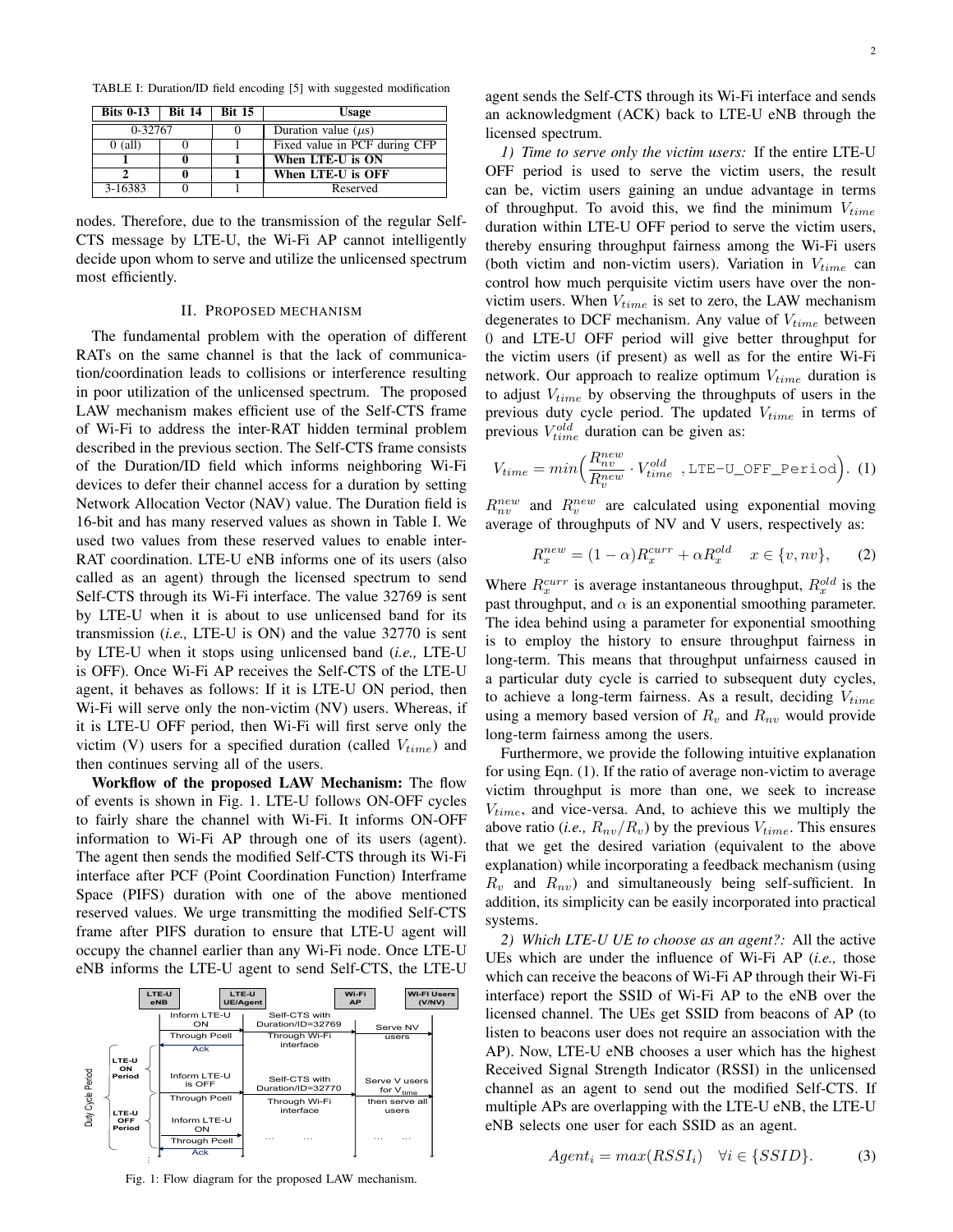TABLE I: Duration/ID field encoding [5] with suggested modification

| Bits 0-13 | Bit 14 | Bit 15 | Usage |
|---|---|---|---|
| 0-32767 | | 0 | Duration value ($\mu$s) |
| 0 (all) | 0 | 1 | Fixed value in PCF during CFP |
| **1** | **0** | **1** | **When LTE-U is ON** |
| **2** | **0** | **1** | **When LTE-U is OFF** |
| 3-16383 | 0 | 1 | Reserved |

nodes. Therefore, due to the transmission of the regular Self-CTS message by LTE-U, the Wi-Fi AP cannot intelligently decide upon whom to serve and utilize the unlicensed spectrum most efficiently.

## II. Proposed mechanism

The fundamental problem with the operation of different RATs on the same channel is that the lack of communication/coordination leads to collisions or interference resulting in poor utilization of the unlicensed spectrum. The proposed LAW mechanism makes efficient use of the Self-CTS frame of Wi-Fi to address the inter-RAT hidden terminal problem described in the previous section. The Self-CTS frame consists of the Duration/ID field which informs neighboring Wi-Fi devices to defer their channel access for a duration by setting Network Allocation Vector (NAV) value. The Duration field is 16-bit and has many reserved values as shown in Table I. We used two values from these reserved values to enable inter-RAT coordination. LTE-U eNB informs one of its users (also called as an agent) through the licensed spectrum to send Self-CTS through its Wi-Fi interface. The value 32769 is sent by LTE-U when it is about to use unlicensed band for its transmission (*i.e.,* LTE-U is ON) and the value 32770 is sent by LTE-U when it stops using unlicensed band (*i.e.,* LTE-U is OFF). Once Wi-Fi AP receives the Self-CTS of the LTE-U agent, it behaves as follows: If it is LTE-U ON period, then Wi-Fi will serve only the non-victim (NV) users. Whereas, if it is LTE-U OFF period, then Wi-Fi will first serve only the victim (V) users for a specified duration (called $V_{time}$) and then continues serving all of the users.

**Workflow of the proposed LAW Mechanism:** The flow of events is shown in Fig. 1. LTE-U follows ON-OFF cycles to fairly share the channel with Wi-Fi. It informs ON-OFF information to Wi-Fi AP through one of its users (agent). The agent then sends the modified Self-CTS through its Wi-Fi interface after PCF (Point Coordination Function) Interframe Space (PIFS) duration with one of the above mentioned reserved values. We urge transmitting the modified Self-CTS frame after PIFS duration to ensure that LTE-U agent will occupy the channel earlier than any Wi-Fi node. Once LTE-U eNB informs the LTE-U agent to send Self-CTS, the LTE-U agent sends the Self-CTS through its Wi-Fi interface and sends an acknowledgment (ACK) back to LTE-U eNB through the licensed spectrum.

Fig. 1: Flow diagram for the proposed LAW mechanism.

*1) Time to serve only the victim users:* If the entire LTE-U OFF period is used to serve the victim users, the result can be, victim users gaining an undue advantage in terms of throughput. To avoid this, we find the minimum $V_{time}$ duration within LTE-U OFF period to serve the victim users, thereby ensuring throughput fairness among the Wi-Fi users (both victim and non-victim users). Variation in $V_{time}$ can control how much perquisite victim users have over the non-victim users. When $V_{time}$ is set to zero, the LAW mechanism degenerates to DCF mechanism. Any value of $V_{time}$ between 0 and LTE-U OFF period will give better throughput for the victim users (if present) as well as for the entire Wi-Fi network. Our approach to realize optimum $V_{time}$ duration is to adjust $V_{time}$ by observing the throughputs of users in the previous duty cycle period. The updated $V_{time}$ in terms of previous $V_{time}^{old}$ duration can be given as:

$$V_{time} = min\Big(\frac{R_{nv}^{new}}{R_{v}^{new}} \cdot V_{time}^{old} \;, \texttt{LTE-U\_OFF\_Period}\Big). \quad (1)$$

$R_{nv}^{new}$ and $R_{v}^{new}$ are calculated using exponential moving average of throughputs of NV and V users, respectively as:

$$R_{x}^{new} = (1-\alpha)R_{x}^{curr} + \alpha R_{x}^{old} \quad x \in \{v, nv\}, \quad (2)$$

Where $R_{x}^{curr}$ is average instantaneous throughput, $R_{x}^{old}$ is the past throughput, and $\alpha$ is an exponential smoothing parameter. The idea behind using a parameter for exponential smoothing is to employ the history to ensure throughput fairness in long-term. This means that throughput unfairness caused in a particular duty cycle is carried to subsequent duty cycles, to achieve a long-term fairness. As a result, deciding $V_{time}$ using a memory based version of $R_v$ and $R_{nv}$ would provide long-term fairness among the users.

Furthermore, we provide the following intuitive explanation for using Eqn. (1). If the ratio of average non-victim to average victim throughput is more than one, we seek to increase $V_{time}$, and vice-versa. And, to achieve this we multiply the above ratio (*i.e.,* $R_{nv}/R_v$) by the previous $V_{time}$. This ensures that we get the desired variation (equivalent to the above explanation) while incorporating a feedback mechanism (using $R_v$ and $R_{nv}$) and simultaneously being self-sufficient. In addition, its simplicity can be easily incorporated into practical systems.

*2) Which LTE-U UE to choose as an agent?:* All the active UEs which are under the influence of Wi-Fi AP (*i.e.,* those which can receive the beacons of Wi-Fi AP through their Wi-Fi interface) report the SSID of Wi-Fi AP to the eNB over the licensed channel. The UEs get SSID from beacons of AP (to listen to beacons user does not require an association with the AP). Now, LTE-U eNB chooses a user which has the highest Received Signal Strength Indicator (RSSI) in the unlicensed channel as an agent to send out the modified Self-CTS. If multiple APs are overlapping with the LTE-U eNB, the LTE-U eNB selects one user for each SSID as an agent.

$$Agent_i = max(RSSI_i) \quad \forall i \in \{SSID\}. \quad (3)$$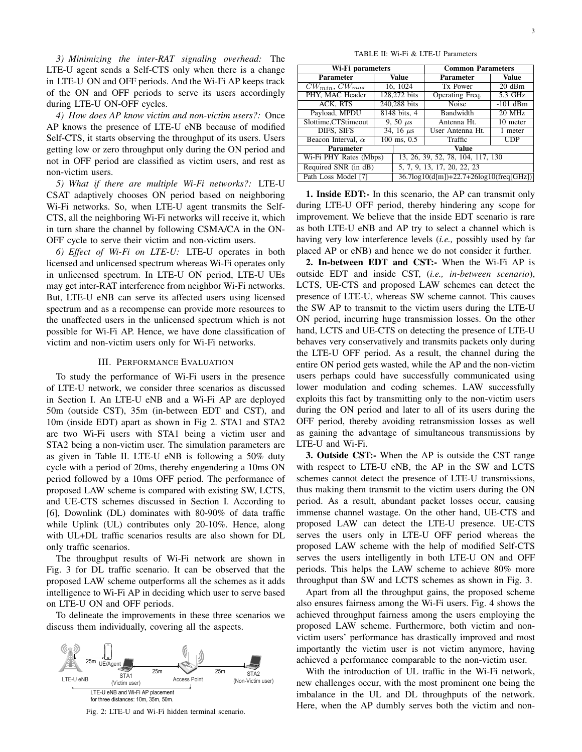*3) Minimizing the inter-RAT signaling overhead:* The LTE-U agent sends a Self-CTS only when there is a change in LTE-U ON and OFF periods. And the Wi-Fi AP keeps track of the ON and OFF periods to serve its users accordingly during LTE-U ON-OFF cycles.

*4) How does AP know victim and non-victim users?:* Once AP knows the presence of LTE-U eNB because of modified Self-CTS, it starts observing the throughput of its users. Users getting low or zero throughput only during the ON period and not in OFF period are classified as victim users, and rest as non-victim users.

*5) What if there are multiple Wi-Fi networks?:* LTE-U CSAT adaptively chooses ON period based on neighboring Wi-Fi networks. So, when LTE-U agent transmits the Self-CTS, all the neighboring Wi-Fi networks will receive it, which in turn share the channel by following CSMA/CA in the ON-OFF cycle to serve their victim and non-victim users.

*6) Effect of Wi-Fi on LTE-U:* LTE-U operates in both licensed and unlicensed spectrum whereas Wi-Fi operates only in unlicensed spectrum. In LTE-U ON period, LTE-U UEs may get inter-RAT interference from neighbor Wi-Fi networks. But, LTE-U eNB can serve its affected users using licensed spectrum and as a recompense can provide more resources to the unaffected users in the unlicensed spectrum which is not possible for Wi-Fi AP. Hence, we have done classification of victim and non-victim users only for Wi-Fi networks.

## III. Performance Evaluation

To study the performance of Wi-Fi users in the presence of LTE-U network, we consider three scenarios as discussed in Section I. An LTE-U eNB and a Wi-Fi AP are deployed 50m (outside CST), 35m (in-between EDT and CST), and 10m (inside EDT) apart as shown in Fig 2. STA1 and STA2 are two Wi-Fi users with STA1 being a victim user and STA2 being a non-victim user. The simulation parameters are as given in Table II. LTE-U eNB is following a 50% duty cycle with a period of 20ms, thereby engendering a 10ms ON period followed by a 10ms OFF period. The performance of proposed LAW scheme is compared with existing SW, LCTS, and UE-CTS schemes discussed in Section I. According to [6], Downlink (DL) dominates with 80-90% of data traffic while Uplink (UL) contributes only 20-10%. Hence, along with UL+DL traffic scenarios results are also shown for DL only traffic scenarios.

The throughput results of Wi-Fi network are shown in Fig. 3 for DL traffic scenario. It can be observed that the proposed LAW scheme outperforms all the schemes as it adds intelligence to Wi-Fi AP in deciding which user to serve based on LTE-U ON and OFF periods.

To delineate the improvements in these three scenarios we discuss them individually, covering all the aspects.

Fig. 2: LTE-U and Wi-Fi hidden terminal scenario.

TABLE II: Wi-Fi & LTE-U Parameters

| Wi-Fi parameters | | Common Parameters | |
|---|---|---|---|
| **Parameter** | **Value** | **Parameter** | **Value** |
| $CW_{min}$, $CW_{max}$ | 16, 1024 | Tx Power | 20 dBm |
| PHY, MAC Header | 128,272 bits | Operating Freq. | 5.3 GHz |
| ACK, RTS | 240,288 bits | Noise | -101 dBm |
| Payload, MPDU | 8148 bits, 4 | Bandwidth | 20 MHz |
| Slottime,CTStimeout | 9, 50 $\mu$s | Antenna Ht. | 10 meter |
| DIFS, SIFS | 34, 16 $\mu$s | User Antenna Ht. | 1 meter |
| Beacon Interval, $\alpha$ | 100 ms, 0.5 | Traffic | UDP |

| Parameter | Value |
|---|---|
| Wi-Fi PHY Rates (Mbps) | 13, 26, 39, 52, 78, 104, 117, 130 |
| Required SNR (in dB) | 5, 7, 9, 13, 17, 20, 22, 23 |
| Path Loss Model [7] | 36.7log10(d[m])+22.7+26log10(freq[GHz]) |

**1. Inside EDT:-** In this scenario, the AP can transmit only during LTE-U OFF period, thereby hindering any scope for improvement. We believe that the inside EDT scenario is rare as both LTE-U eNB and AP try to select a channel which is having very low interference levels (*i.e.,* possibly used by far placed AP or eNB) and hence we do not consider it further.

**2. In-between EDT and CST:-** When the Wi-Fi AP is outside EDT and inside CST, (*i.e., in-between scenario*), LCTS, UE-CTS and proposed LAW schemes can detect the presence of LTE-U, whereas SW scheme cannot. This causes the SW AP to transmit to the victim users during the LTE-U ON period, incurring huge transmission losses. On the other hand, LCTS and UE-CTS on detecting the presence of LTE-U behaves very conservatively and transmits packets only during the LTE-U OFF period. As a result, the channel during the entire ON period gets wasted, while the AP and the non-victim users perhaps could have successfully communicated using lower modulation and coding schemes. LAW successfully exploits this fact by transmitting only to the non-victim users during the ON period and later to all of its users during the OFF period, thereby avoiding retransmission losses as well as gaining the advantage of simultaneous transmissions by LTE-U and Wi-Fi.

**3. Outside CST:-** When the AP is outside the CST range with respect to LTE-U eNB, the AP in the SW and LCTS schemes cannot detect the presence of LTE-U transmissions, thus making them transmit to the victim users during the ON period. As a result, abundant packet losses occur, causing immense channel wastage. On the other hand, UE-CTS and proposed LAW can detect the LTE-U presence. UE-CTS serves the users only in LTE-U OFF period whereas the proposed LAW scheme with the help of modified Self-CTS serves the users intelligently in both LTE-U ON and OFF periods. This helps the LAW scheme to achieve 80% more throughput than SW and LCTS schemes as shown in Fig. 3.

Apart from all the throughput gains, the proposed scheme also ensures fairness among the Wi-Fi users. Fig. 4 shows the achieved throughput fairness among the users employing the proposed LAW scheme. Furthermore, both victim and non-victim users' performance has drastically improved and most importantly the victim user is not victim anymore, having achieved a performance comparable to the non-victim user.

With the introduction of UL traffic in the Wi-Fi network, new challenges occur, with the most prominent one being the imbalance in the UL and DL throughputs of the network. Here, when the AP dumbly serves both the victim and non-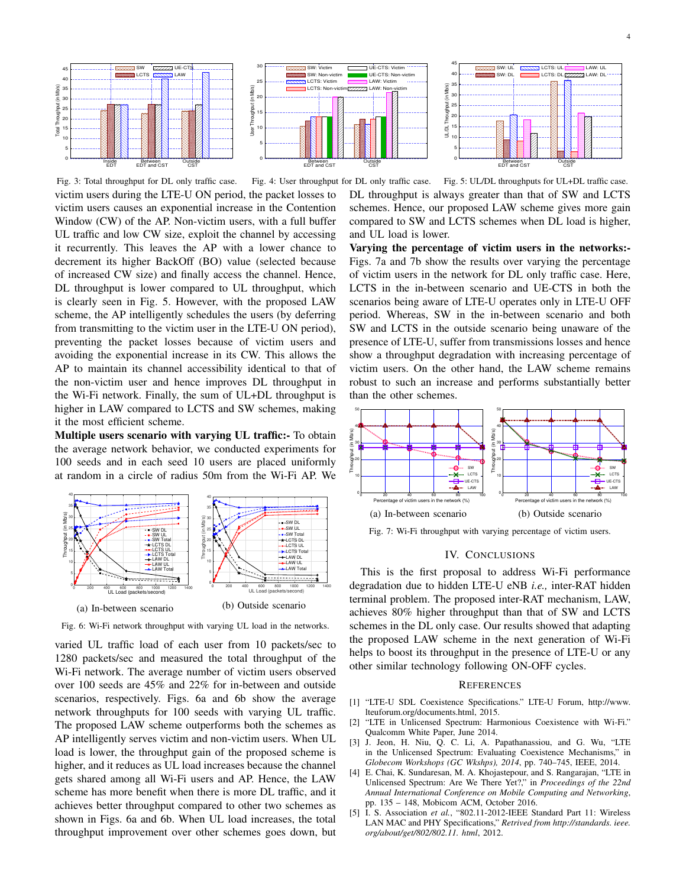Fig. 3: Total throughput for DL only traffic case.

Fig. 4: User throughput for DL only traffic case.

Fig. 5: UL/DL throughputs for UL+DL traffic case.

victim users during the LTE-U ON period, the packet losses to victim users causes an exponential increase in the Contention Window (CW) of the AP. Non-victim users, with a full buffer UL traffic and low CW size, exploit the channel by accessing it recurrently. This leaves the AP with a lower chance to decrement its higher BackOff (BO) value (selected because of increased CW size) and finally access the channel. Hence, DL throughput is lower compared to UL throughput, which is clearly seen in Fig. 5. However, with the proposed LAW scheme, the AP intelligently schedules the users (by deferring from transmitting to the victim user in the LTE-U ON period), preventing the packet losses because of victim users and avoiding the exponential increase in its CW. This allows the AP to maintain its channel accessibility identical to that of the non-victim user and hence improves DL throughput in the Wi-Fi network. Finally, the sum of UL+DL throughput is higher in LAW compared to LCTS and SW schemes, making it the most efficient scheme.

**Multiple users scenario with varying UL traffic:-** To obtain the average network behavior, we conducted experiments for 100 seeds and in each seed 10 users are placed uniformly at random in a circle of radius 50m from the Wi-Fi AP. We varied UL traffic load of each user from 10 packets/sec to 1280 packets/sec and measured the total throughput of the Wi-Fi network. The average number of victim users observed over 100 seeds are 45% and 22% for in-between and outside scenarios, respectively. Figs. 6a and 6b show the average network throughputs for 100 seeds with varying UL traffic. The proposed LAW scheme outperforms both the schemes as AP intelligently serves victim and non-victim users. When UL load is lower, the throughput gain of the proposed scheme is higher, and it reduces as UL load increases because the channel gets shared among all Wi-Fi users and AP. Hence, the LAW scheme has more benefit when there is more DL traffic, and it achieves better throughput compared to other two schemes as shown in Figs. 6a and 6b. When UL load increases, the total throughput improvement over other schemes goes down, but DL throughput is always greater than that of SW and LCTS schemes. Hence, our proposed LAW scheme gives more gain compared to SW and LCTS schemes when DL load is higher, and UL load is lower.

(a) In-between scenario

(b) Outside scenario

Fig. 6: Wi-Fi network throughput with varying UL load in the networks.

**Varying the percentage of victim users in the networks:-** Figs. 7a and 7b show the results over varying the percentage of victim users in the network for DL only traffic case. Here, LCTS in the in-between scenario and UE-CTS in both the scenarios being aware of LTE-U operates only in LTE-U OFF period. Whereas, SW in the in-between scenario and both SW and LCTS in the outside scenario being unaware of the presence of LTE-U, suffer from transmissions losses and hence show a throughput degradation with increasing percentage of victim users. On the other hand, the LAW scheme remains robust to such an increase and performs substantially better than the other schemes.

(a) In-between scenario

(b) Outside scenario

Fig. 7: Wi-Fi throughput with varying percentage of victim users.

## IV. Conclusions

This is the first proposal to address Wi-Fi performance degradation due to hidden LTE-U eNB *i.e.,* inter-RAT hidden terminal problem. The proposed inter-RAT mechanism, LAW, achieves 80% higher throughput than that of SW and LCTS schemes in the DL only case. Our results showed that adapting the proposed LAW scheme in the next generation of Wi-Fi helps to boost its throughput in the presence of LTE-U or any other similar technology following ON-OFF cycles.

## References

[1] "LTE-U SDL Coexistence Specifications." LTE-U Forum, http://www.lteuforum.org/documents.html, 2015.

[2] "LTE in Unlicensed Spectrum: Harmonious Coexistence with Wi-Fi." Qualcomm White Paper, June 2014.

[3] J. Jeon, H. Niu, Q. C. Li, A. Papathanassiou, and G. Wu, "LTE in the Unlicensed Spectrum: Evaluating Coexistence Mechanisms," in *Globecom Workshops (GC Wkshps), 2014*, pp. 740–745, IEEE, 2014.

[4] E. Chai, K. Sundaresan, M. A. Khojastepour, and S. Rangarajan, "LTE in Unlicensed Spectrum: Are We There Yet?," in *Proceedings of the 22nd Annual International Conference on Mobile Computing and Networking*, pp. 135 – 148, Mobicom ACM, October 2016.

[5] I. S. Association *et al.*, "802.11-2012-IEEE Standard Part 11: Wireless LAN MAC and PHY Specifications," *Retrived from http://standards. ieee. org/about/get/802/802.11. html*, 2012.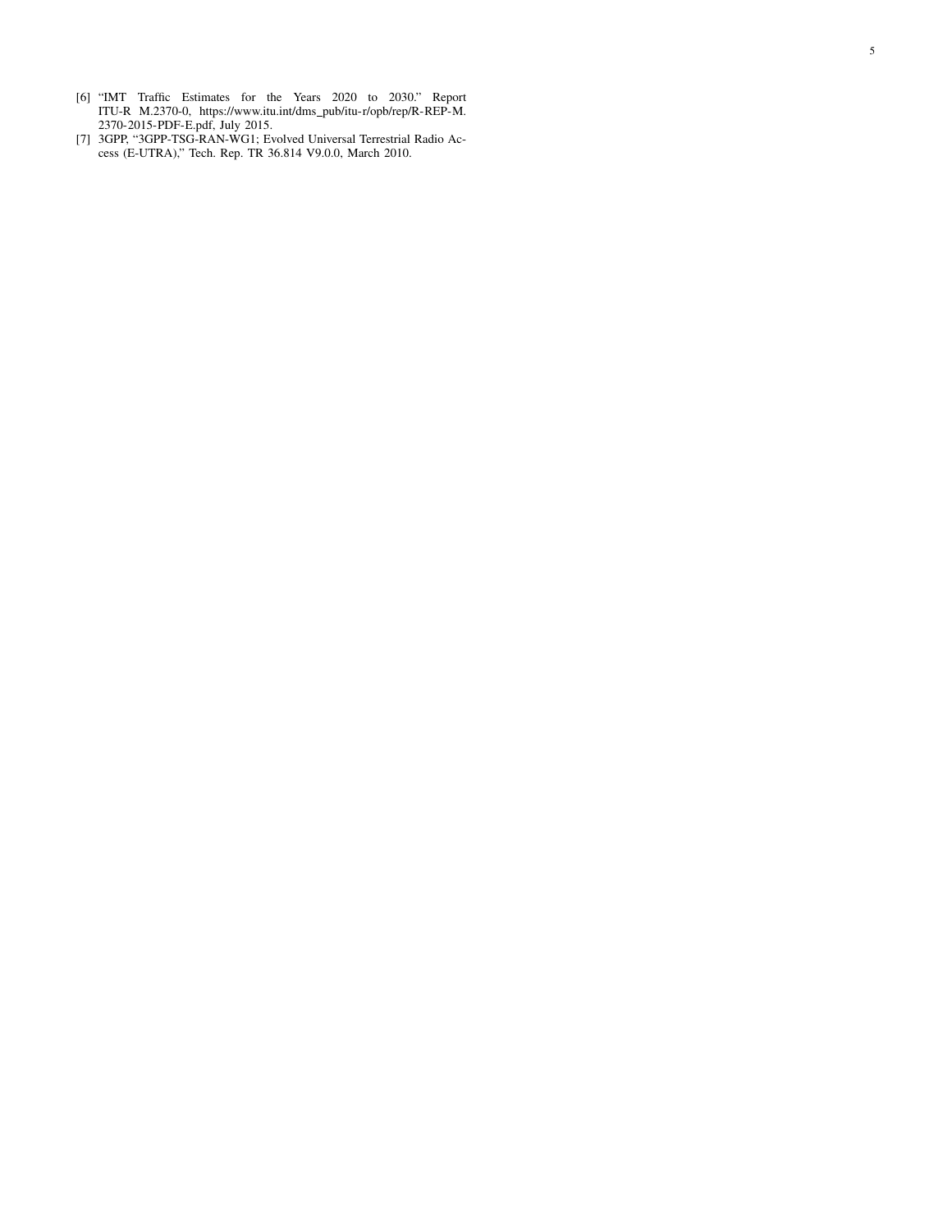[6] "IMT Traffic Estimates for the Years 2020 to 2030." Report ITU-R M.2370-0, https://www.itu.int/dms_pub/itu-r/opb/rep/R-REP-M.2370-2015-PDF-E.pdf, July 2015.

[7] 3GPP, "3GPP-TSG-RAN-WG1; Evolved Universal Terrestrial Radio Access (E-UTRA)," Tech. Rep. TR 36.814 V9.0.0, March 2010.